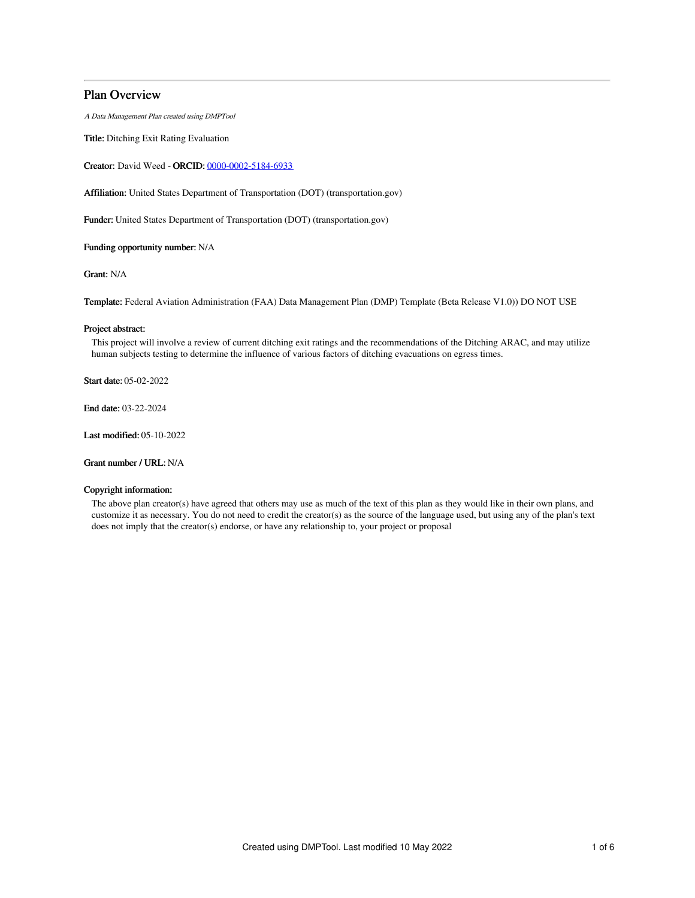# Plan Overview

*A Data Management Plan created using DMPTool*

**Title:** Ditching Exit Rating Evaluation

**Creator:** David Weed - **ORCID:** 0000-0002-5184-6933

**Affiliation:** United States Department of Transportation (DOT) (transportation.gov)

**Funder:** United States Department of Transportation (DOT) (transportation.gov)

**Funding opportunity number:** N/A

**Grant:** N/A

**Template:** Federal Aviation Administration (FAA) Data Management Plan (DMP) Template (Beta Release V1.0)) DO NOT USE

**Project abstract:**

This project will involve a review of current ditching exit ratings and the recommendations of the Ditching ARAC, and may utilize human subjects testing to determine the influence of various factors of ditching evacuations on egress times.

**Start date:** 05-02-2022

**End date:** 03-22-2024

**Last modified:** 05-10-2022

**Grant number / URL:** N/A

**Copyright information:**

The above plan creator(s) have agreed that others may use as much of the text of this plan as they would like in their own plans, and customize it as necessary. You do not need to credit the creator(s) as the source of the language used, but using any of the plan's text does not imply that the creator(s) endorse, or have any relationship to, your project or proposal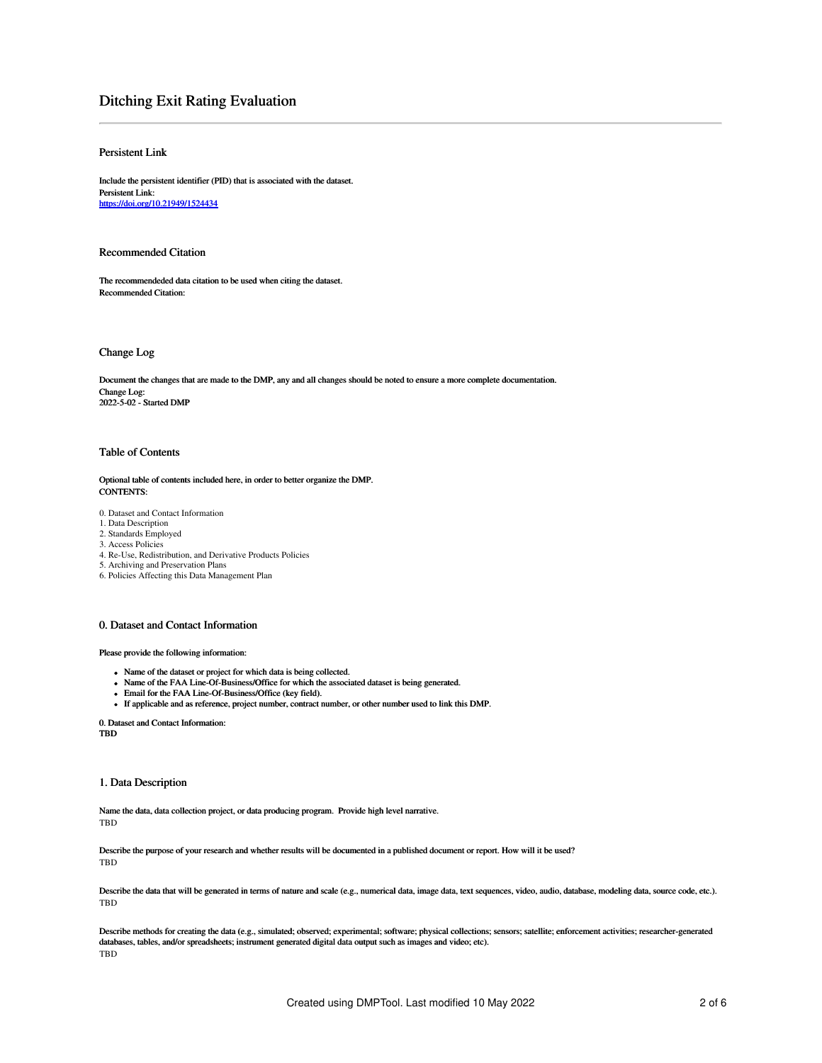# Ditching Exit Rating Evaluation

## Persistent Link

**Include the persistent identifier (PID) that is associated with the dataset.**
**Persistent Link:**
[https://doi.org/10.21949/1524434](https://doi.org/10.21949/1524434)

## Recommended Citation

**The recommendeded data citation to be used when citing the dataset.**
**Recommended Citation:**

## Change Log

**Document the changes that are made to the DMP, any and all changes should be noted to ensure a more complete documentation.**
**Change Log:**
**2022-5-02 - Started DMP**

## Table of Contents

**Optional table of contents included here, in order to better organize the DMP.**
**CONTENTS:**

0. Dataset and Contact Information
1. Data Description
2. Standards Employed
3. Access Policies
4. Re-Use, Redistribution, and Derivative Products Policies
5. Archiving and Preservation Plans
6. Policies Affecting this Data Management Plan

## 0. Dataset and Contact Information

**Please provide the following information:**

- **Name of the dataset or project for which data is being collected.**
- **Name of the FAA Line-Of-Business/Office for which the associated dataset is being generated.**
- **Email for the FAA Line-Of-Business/Office (key field).**
- **If applicable and as reference, project number, contract number, or other number used to link this DMP.**

**0. Dataset and Contact Information:**
**TBD**

## 1. Data Description

**Name the data, data collection project, or data producing program. Provide high level narrative.**
TBD

**Describe the purpose of your research and whether results will be documented in a published document or report. How will it be used?**
TBD

**Describe the data that will be generated in terms of nature and scale (e.g., numerical data, image data, text sequences, video, audio, database, modeling data, source code, etc.).**
TBD

**Describe methods for creating the data (e.g., simulated; observed; experimental; software; physical collections; sensors; satellite; enforcement activities; researcher-generated databases, tables, and/or spreadsheets; instrument generated digital data output such as images and video; etc).**
TBD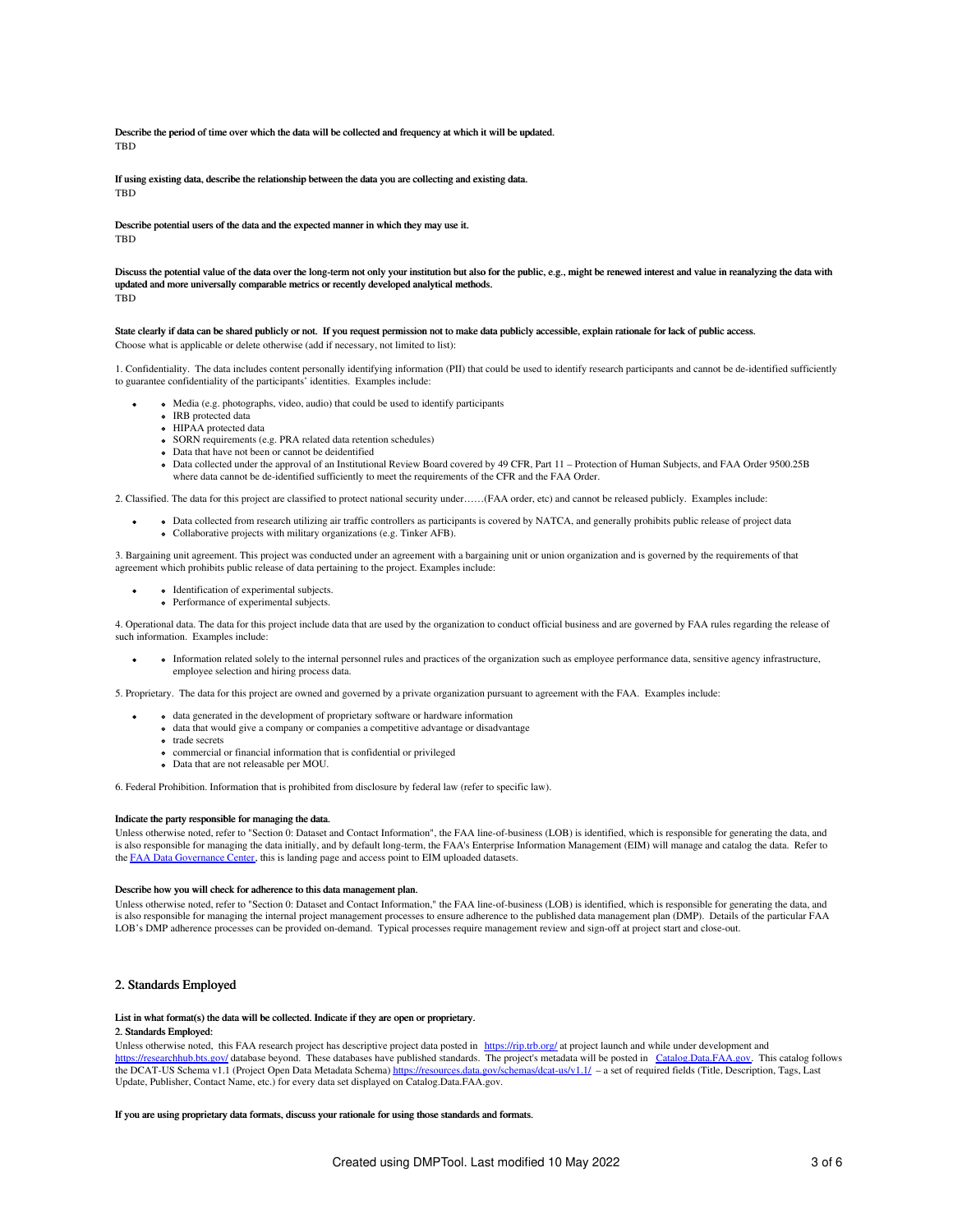**Describe the period of time over which the data will be collected and frequency at which it will be updated.**

TBD

**If using existing data, describe the relationship between the data you are collecting and existing data.**

TBD

**Describe potential users of the data and the expected manner in which they may use it.**

TBD

**Discuss the potential value of the data over the long-term not only your institution but also for the public, e.g., might be renewed interest and value in reanalyzing the data with updated and more universally comparable metrics or recently developed analytical methods.**

TBD

**State clearly if data can be shared publicly or not. If you request permission not to make data publicly accessible, explain rationale for lack of public access.**

Choose what is applicable or delete otherwise (add if necessary, not limited to list):

1. Confidentiality. The data includes content personally identifying information (PII) that could be used to identify research participants and cannot be de-identified sufficiently to guarantee confidentiality of the participants' identities. Examples include:

- Media (e.g. photographs, video, audio) that could be used to identify participants
- IRB protected data
- HIPAA protected data
- SORN requirements (e.g. PRA related data retention schedules)
- Data that have not been or cannot be deidentified
- Data collected under the approval of an Institutional Review Board covered by 49 CFR, Part 11 – Protection of Human Subjects, and FAA Order 9500.25B where data cannot be de-identified sufficiently to meet the requirements of the CFR and the FAA Order.

2. Classified. The data for this project are classified to protect national security under……(FAA order, etc) and cannot be released publicly. Examples include:

- Data collected from research utilizing air traffic controllers as participants is covered by NATCA, and generally prohibits public release of project data
- Collaborative projects with military organizations (e.g. Tinker AFB).

3. Bargaining unit agreement. This project was conducted under an agreement with a bargaining unit or union organization and is governed by the requirements of that agreement which prohibits public release of data pertaining to the project. Examples include:

- Identification of experimental subjects.
- Performance of experimental subjects.

4. Operational data. The data for this project include data that are used by the organization to conduct official business and are governed by FAA rules regarding the release of such information. Examples include:

- Information related solely to the internal personnel rules and practices of the organization such as employee performance data, sensitive agency infrastructure, employee selection and hiring process data.

5. Proprietary. The data for this project are owned and governed by a private organization pursuant to agreement with the FAA. Examples include:

- data generated in the development of proprietary software or hardware information
- data that would give a company or companies a competitive advantage or disadvantage
- trade secrets
- commercial or financial information that is confidential or privileged
- Data that are not releasable per MOU.

6. Federal Prohibition. Information that is prohibited from disclosure by federal law (refer to specific law).

**Indicate the party responsible for managing the data.**

Unless otherwise noted, refer to "Section 0: Dataset and Contact Information", the FAA line-of-business (LOB) is identified, which is responsible for generating the data, and is also responsible for managing the data initially, and by default long-term, the FAA's Enterprise Information Management (EIM) will manage and catalog the data. Refer to the [FAA Data Governance Center](), this is landing page and access point to EIM uploaded datasets.

**Describe how you will check for adherence to this data management plan.**

Unless otherwise noted, refer to "Section 0: Dataset and Contact Information," the FAA line-of-business (LOB) is identified, which is responsible for generating the data, and is also responsible for managing the internal project management processes to ensure adherence to the published data management plan (DMP). Details of the particular FAA LOB's DMP adherence processes can be provided on-demand. Typical processes require management review and sign-off at project start and close-out.

## 2. Standards Employed

**List in what format(s) the data will be collected. Indicate if they are open or proprietary.**

**2. Standards Employed:**

Unless otherwise noted, this FAA research project has descriptive project data posted in https://rip.trb.org/ at project launch and while under development and https://researchhub.bts.gov/ database beyond. These databases have published standards. The project's metadata will be posted in Catalog.Data.FAA.gov. This catalog follows the DCAT-US Schema v1.1 (Project Open Data Metadata Schema) https://resources.data.gov/schemas/dcat-us/v1.1/ – a set of required fields (Title, Description, Tags, Last Update, Publisher, Contact Name, etc.) for every data set displayed on Catalog.Data.FAA.gov.

**If you are using proprietary data formats, discuss your rationale for using those standards and formats.**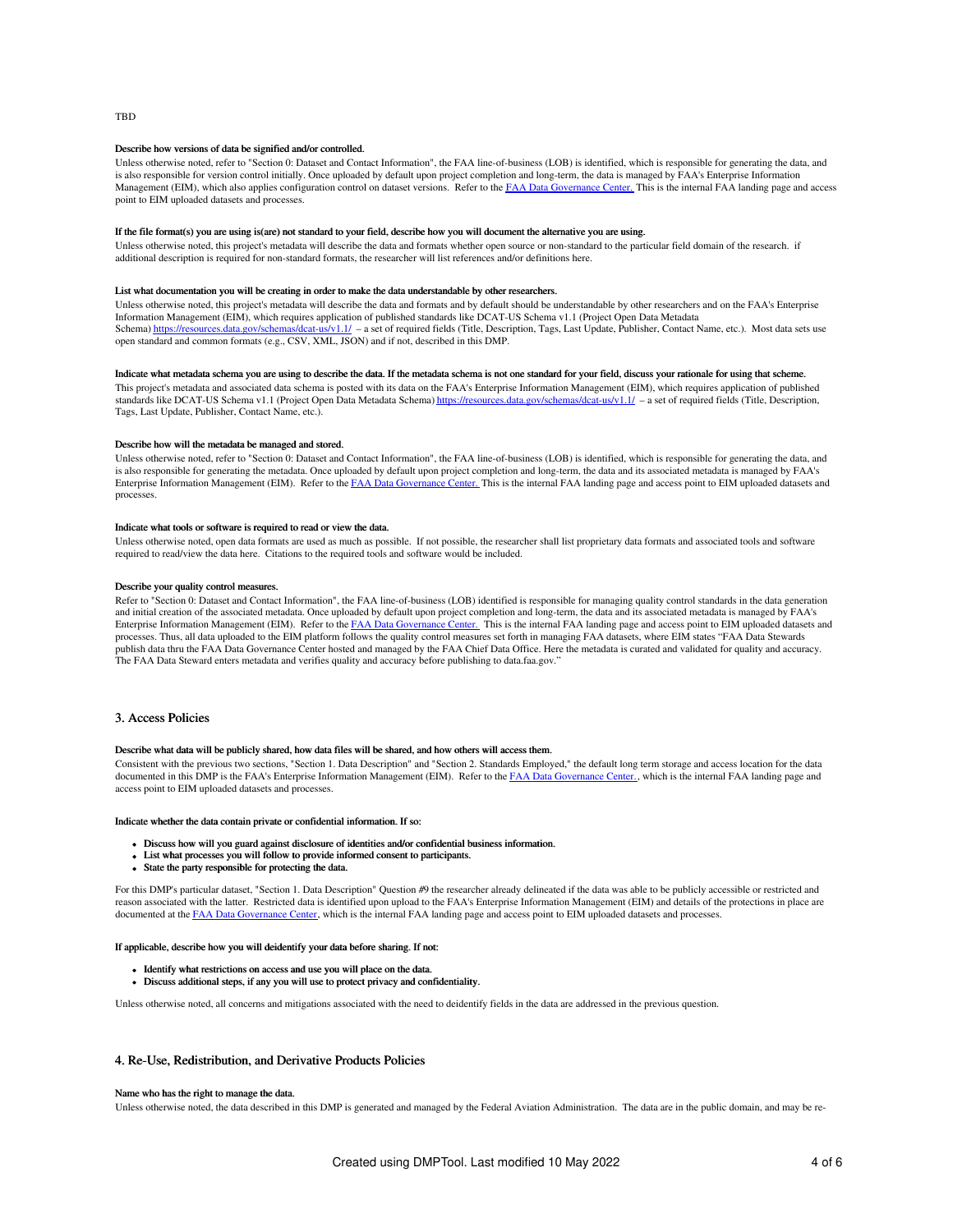TBD

**Describe how versions of data be signified and/or controlled.**

Unless otherwise noted, refer to "Section 0: Dataset and Contact Information", the FAA line-of-business (LOB) is identified, which is responsible for generating the data, and is also responsible for version control initially. Once uploaded by default upon project completion and long-term, the data is managed by FAA's Enterprise Information Management (EIM), which also applies configuration control on dataset versions. Refer to the FAA Data Governance Center. This is the internal FAA landing page and access point to EIM uploaded datasets and processes.

**If the file format(s) you are using is(are) not standard to your field, describe how you will document the alternative you are using.**

Unless otherwise noted, this project's metadata will describe the data and formats whether open source or non-standard to the particular field domain of the research. if additional description is required for non-standard formats, the researcher will list references and/or definitions here.

**List what documentation you will be creating in order to make the data understandable by other researchers.**

Unless otherwise noted, this project's metadata will describe the data and formats and by default should be understandable by other researchers and on the FAA's Enterprise Information Management (EIM), which requires application of published standards like DCAT-US Schema v1.1 (Project Open Data Metadata Schema) https://resources.data.gov/schemas/dcat-us/v1.1/ – a set of required fields (Title, Description, Tags, Last Update, Publisher, Contact Name, etc.). Most data sets use open standard and common formats (e.g., CSV, XML, JSON) and if not, described in this DMP.

**Indicate what metadata schema you are using to describe the data. If the metadata schema is not one standard for your field, discuss your rationale for using that scheme.**

This project's metadata and associated data schema is posted with its data on the FAA's Enterprise Information Management (EIM), which requires application of published standards like DCAT-US Schema v1.1 (Project Open Data Metadata Schema) https://resources.data.gov/schemas/dcat-us/v1.1/ – a set of required fields (Title, Description, Tags, Last Update, Publisher, Contact Name, etc.).

**Describe how will the metadata be managed and stored.**

Unless otherwise noted, refer to "Section 0: Dataset and Contact Information", the FAA line-of-business (LOB) is identified, which is responsible for generating the data, and is also responsible for generating the metadata. Once uploaded by default upon project completion and long-term, the data and its associated metadata is managed by FAA's Enterprise Information Management (EIM). Refer to the FAA Data Governance Center. This is the internal FAA landing page and access point to EIM uploaded datasets and processes.

**Indicate what tools or software is required to read or view the data.**

Unless otherwise noted, open data formats are used as much as possible. If not possible, the researcher shall list proprietary data formats and associated tools and software required to read/view the data here. Citations to the required tools and software would be included.

**Describe your quality control measures.**

Refer to "Section 0: Dataset and Contact Information", the FAA line-of-business (LOB) identified is responsible for managing quality control standards in the data generation and initial creation of the associated metadata. Once uploaded by default upon project completion and long-term, the data and its associated metadata is managed by FAA's Enterprise Information Management (EIM). Refer to the FAA Data Governance Center. This is the internal FAA landing page and access point to EIM uploaded datasets and processes. Thus, all data uploaded to the EIM platform follows the quality control measures set forth in managing FAA datasets, where EIM states "FAA Data Stewards publish data thru the FAA Data Governance Center hosted and managed by the FAA Chief Data Office. Here the metadata is curated and validated for quality and accuracy. The FAA Data Steward enters metadata and verifies quality and accuracy before publishing to data.faa.gov."

## 3. Access Policies

**Describe what data will be publicly shared, how data files will be shared, and how others will access them.**

Consistent with the previous two sections, "Section 1. Data Description" and "Section 2. Standards Employed," the default long term storage and access location for the data documented in this DMP is the FAA's Enterprise Information Management (EIM). Refer to the FAA Data Governance Center., which is the internal FAA landing page and access point to EIM uploaded datasets and processes.

**Indicate whether the data contain private or confidential information. If so:**

- **Discuss how will you guard against disclosure of identities and/or confidential business information.**
- **List what processes you will follow to provide informed consent to participants.**
- **State the party responsible for protecting the data.**

For this DMP's particular dataset, "Section 1. Data Description" Question #9 the researcher already delineated if the data was able to be publicly accessible or restricted and reason associated with the latter. Restricted data is identified upon upload to the FAA's Enterprise Information Management (EIM) and details of the protections in place are documented at the FAA Data Governance Center, which is the internal FAA landing page and access point to EIM uploaded datasets and processes.

**If applicable, describe how you will deidentify your data before sharing. If not:**

- **Identify what restrictions on access and use you will place on the data.**
- **Discuss additional steps, if any you will use to protect privacy and confidentiality.**

Unless otherwise noted, all concerns and mitigations associated with the need to deidentify fields in the data are addressed in the previous question.

## 4. Re-Use, Redistribution, and Derivative Products Policies

**Name who has the right to manage the data.**

Unless otherwise noted, the data described in this DMP is generated and managed by the Federal Aviation Administration. The data are in the public domain, and may be re-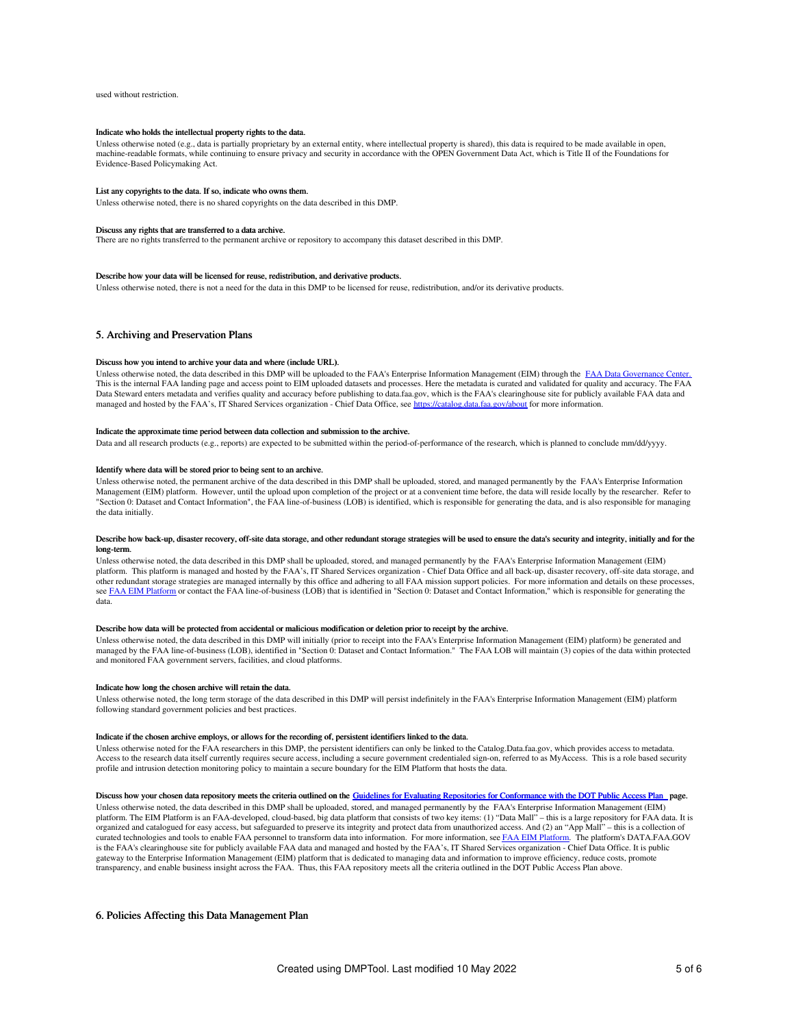used without restriction.

**Indicate who holds the intellectual property rights to the data.**

Unless otherwise noted (e.g., data is partially proprietary by an external entity, where intellectual property is shared), this data is required to be made available in open, machine-readable formats, while continuing to ensure privacy and security in accordance with the OPEN Government Data Act, which is Title II of the Foundations for Evidence-Based Policymaking Act.

**List any copyrights to the data. If so, indicate who owns them.**

Unless otherwise noted, there is no shared copyrights on the data described in this DMP.

**Discuss any rights that are transferred to a data archive.**

There are no rights transferred to the permanent archive or repository to accompany this dataset described in this DMP.

**Describe how your data will be licensed for reuse, redistribution, and derivative products.**

Unless otherwise noted, there is not a need for the data in this DMP to be licensed for reuse, redistribution, and/or its derivative products.

## 5. Archiving and Preservation Plans

**Discuss how you intend to archive your data and where (include URL).**

Unless otherwise noted, the data described in this DMP will be uploaded to the FAA's Enterprise Information Management (EIM) through the [FAA Data Governance Center.](FAA Data Governance Center.) This is the internal FAA landing page and access point to EIM uploaded datasets and processes. Here the metadata is curated and validated for quality and accuracy. The FAA Data Steward enters metadata and verifies quality and accuracy before publishing to data.faa.gov, which is the FAA's clearinghouse site for publicly available FAA data and managed and hosted by the FAA's, IT Shared Services organization - Chief Data Office, see https://catalog.data.faa.gov/about for more information.

**Indicate the approximate time period between data collection and submission to the archive.**

Data and all research products (e.g., reports) are expected to be submitted within the period-of-performance of the research, which is planned to conclude mm/dd/yyyy.

**Identify where data will be stored prior to being sent to an archive.**

Unless otherwise noted, the permanent archive of the data described in this DMP shall be uploaded, stored, and managed permanently by the FAA's Enterprise Information Management (EIM) platform. However, until the upload upon completion of the project or at a convenient time before, the data will reside locally by the researcher. Refer to "Section 0: Dataset and Contact Information", the FAA line-of-business (LOB) is identified, which is responsible for generating the data, and is also responsible for managing the data initially.

**Describe how back-up, disaster recovery, off-site data storage, and other redundant storage strategies will be used to ensure the data's security and integrity, initially and for the long-term.**

Unless otherwise noted, the data described in this DMP shall be uploaded, stored, and managed permanently by the FAA's Enterprise Information Management (EIM) platform. This platform is managed and hosted by the FAA's, IT Shared Services organization - Chief Data Office and all back-up, disaster recovery, off-site data storage, and other redundant storage strategies are managed internally by this office and adhering to all FAA mission support policies. For more information and details on these processes, see FAA EIM Platform or contact the FAA line-of-business (LOB) that is identified in "Section 0: Dataset and Contact Information," which is responsible for generating the data.

**Describe how data will be protected from accidental or malicious modification or deletion prior to receipt by the archive.**

Unless otherwise noted, the data described in this DMP will initially (prior to receipt into the FAA's Enterprise Information Management (EIM) platform) be generated and managed by the FAA line-of-business (LOB), identified in "Section 0: Dataset and Contact Information." The FAA LOB will maintain (3) copies of the data within protected and monitored FAA government servers, facilities, and cloud platforms.

**Indicate how long the chosen archive will retain the data.**

Unless otherwise noted, the long term storage of the data described in this DMP will persist indefinitely in the FAA's Enterprise Information Management (EIM) platform following standard government policies and best practices.

**Indicate if the chosen archive employs, or allows for the recording of, persistent identifiers linked to the data.**

Unless otherwise noted for the FAA researchers in this DMP, the persistent identifiers can only be linked to the Catalog.Data.faa.gov, which provides access to metadata. Access to the research data itself currently requires secure access, including a secure government credentialed sign-on, referred to as MyAccess. This is a role based security profile and intrusion detection monitoring policy to maintain a secure boundary for the EIM Platform that hosts the data.

**Discuss how your chosen data repository meets the criteria outlined on the Guidelines for Evaluating Repositories for Conformance with the DOT Public Access Plan page.**

Unless otherwise noted, the data described in this DMP shall be uploaded, stored, and managed permanently by the FAA's Enterprise Information Management (EIM) platform. The EIM Platform is an FAA-developed, cloud-based, big data platform that consists of two key items: (1) "Data Mall" – this is a large repository for FAA data. It is organized and catalogued for easy access, but safeguarded to preserve its integrity and protect data from unauthorized access. And (2) an "App Mall" – this is a collection of curated technologies and tools to enable FAA personnel to transform data into information. For more information, see FAA EIM Platform. The platform's DATA.FAA.GOV is the FAA's clearinghouse site for publicly available FAA data and managed and hosted by the FAA's, IT Shared Services organization - Chief Data Office. It is public gateway to the Enterprise Information Management (EIM) platform that is dedicated to managing data and information to improve efficiency, reduce costs, promote transparency, and enable business insight across the FAA. Thus, this FAA repository meets all the criteria outlined in the DOT Public Access Plan above.

## 6. Policies Affecting this Data Management Plan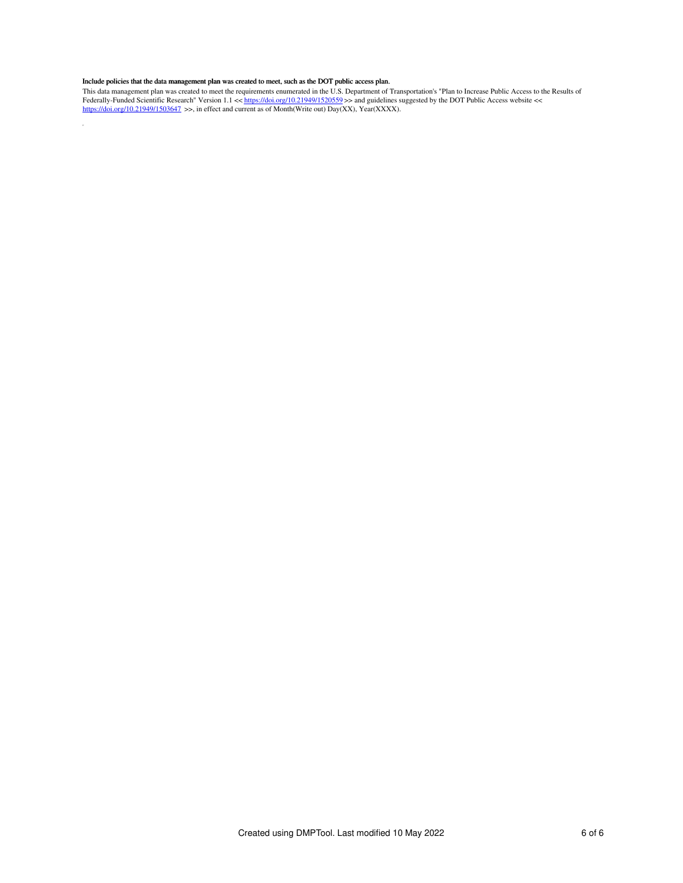**Include policies that the data management plan was created to meet, such as the DOT public access plan.**

This data management plan was created to meet the requirements enumerated in the U.S. Department of Transportation's "Plan to Increase Public Access to the Results of Federally-Funded Scientific Research" Version 1.1 << https://doi.org/10.21949/1520559 >> and guidelines suggested by the DOT Public Access website << https://doi.org/10.21949/1503647 >>, in effect and current as of Month(Write out) Day(XX), Year(XXXX).